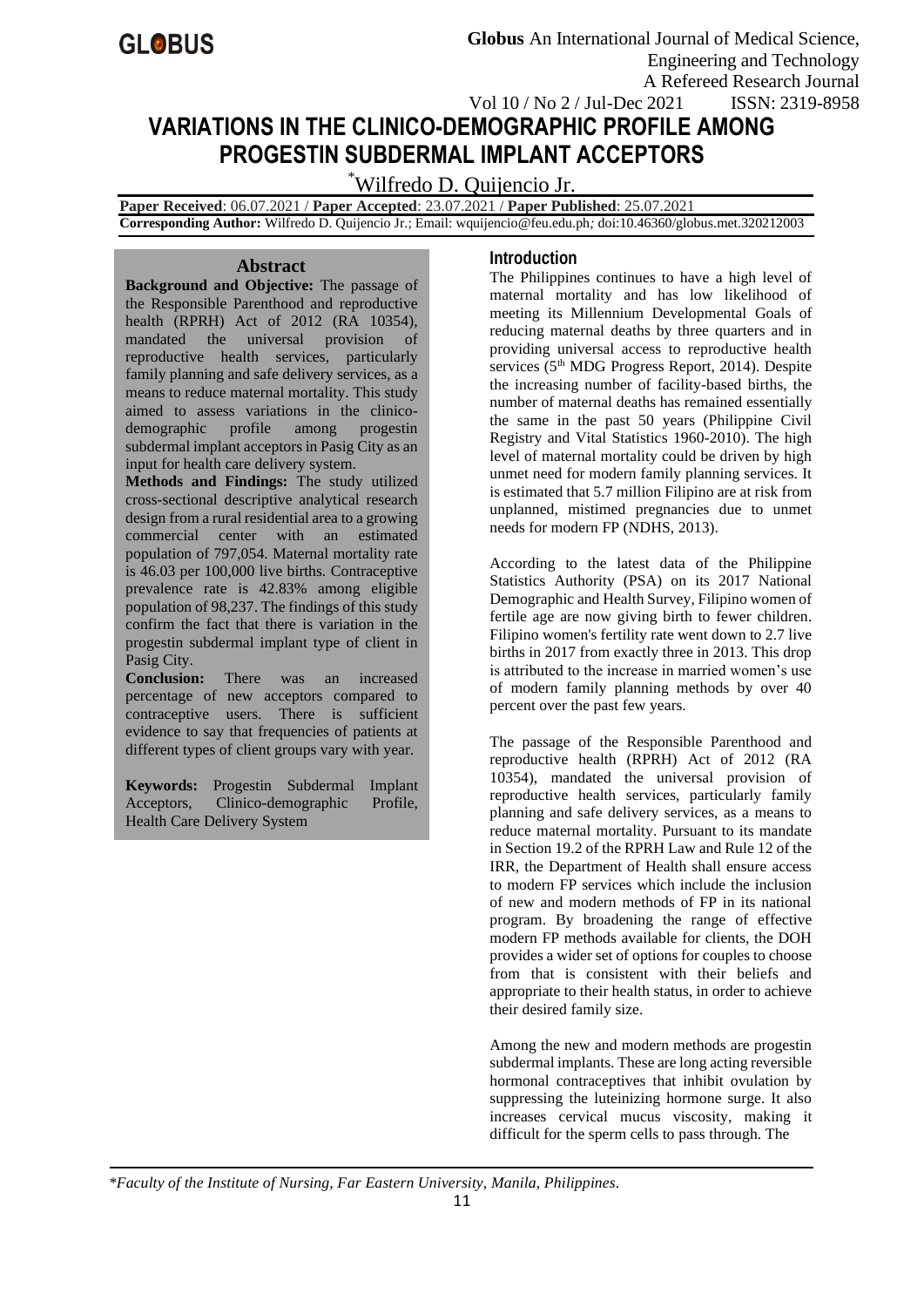# VARIATIONS IN THE CLINICO-DEMOGRAPHIC PROFILE AMONG PROGESTIN SUBDERMAL IMPLANT ACCEPTORS

[*]Wilfredo D. Quijencio Jr.

**Paper Received**: 06.07.2021 / **Paper Accepted**: 23.07.2021 / **Paper Published**: 25.07.2021
**Corresponding Author:** Wilfredo D. Quijencio Jr.; Email: wquijencio@feu.edu.ph*;* doi:10.46360/globus.met.320212003

## Abstract

**Background and Objective:** The passage of the Responsible Parenthood and reproductive health (RPRH) Act of 2012 (RA 10354), mandated the universal provision of reproductive health services, particularly family planning and safe delivery services, as a means to reduce maternal mortality. This study aimed to assess variations in the clinico-demographic profile among progestin subdermal implant acceptors in Pasig City as an input for health care delivery system.

**Methods and Findings:** The study utilized cross-sectional descriptive analytical research design from a rural residential area to a growing commercial center with an estimated population of 797,054. Maternal mortality rate is 46.03 per 100,000 live births. Contraceptive prevalence rate is 42.83% among eligible population of 98,237. The findings of this study confirm the fact that there is variation in the progestin subdermal implant type of client in Pasig City.

**Conclusion:** There was an increased percentage of new acceptors compared to contraceptive users. There is sufficient evidence to say that frequencies of patients at different types of client groups vary with year.

**Keywords:** Progestin Subdermal Implant Acceptors, Clinico-demographic Profile, Health Care Delivery System

## Introduction

The Philippines continues to have a high level of maternal mortality and has low likelihood of meeting its Millennium Developmental Goals of reducing maternal deaths by three quarters and in providing universal access to reproductive health services (5[th] MDG Progress Report, 2014). Despite the increasing number of facility-based births, the number of maternal deaths has remained essentially the same in the past 50 years (Philippine Civil Registry and Vital Statistics 1960-2010). The high level of maternal mortality could be driven by high unmet need for modern family planning services. It is estimated that 5.7 million Filipino are at risk from unplanned, mistimed pregnancies due to unmet needs for modern FP (NDHS, 2013).

According to the latest data of the Philippine Statistics Authority (PSA) on its 2017 National Demographic and Health Survey, Filipino women of fertile age are now giving birth to fewer children. Filipino women's fertility rate went down to 2.7 live births in 2017 from exactly three in 2013. This drop is attributed to the increase in married women's use of modern family planning methods by over 40 percent over the past few years.

The passage of the Responsible Parenthood and reproductive health (RPRH) Act of 2012 (RA 10354), mandated the universal provision of reproductive health services, particularly family planning and safe delivery services, as a means to reduce maternal mortality. Pursuant to its mandate in Section 19.2 of the RPRH Law and Rule 12 of the IRR, the Department of Health shall ensure access to modern FP services which include the inclusion of new and modern methods of FP in its national program. By broadening the range of effective modern FP methods available for clients, the DOH provides a wider set of options for couples to choose from that is consistent with their beliefs and appropriate to their health status, in order to achieve their desired family size.

Among the new and modern methods are progestin subdermal implants. These are long acting reversible hormonal contraceptives that inhibit ovulation by suppressing the luteinizing hormone surge. It also increases cervical mucus viscosity, making it difficult for the sperm cells to pass through. The

*Faculty of the Institute of Nursing, Far Eastern University, Manila, Philippines.*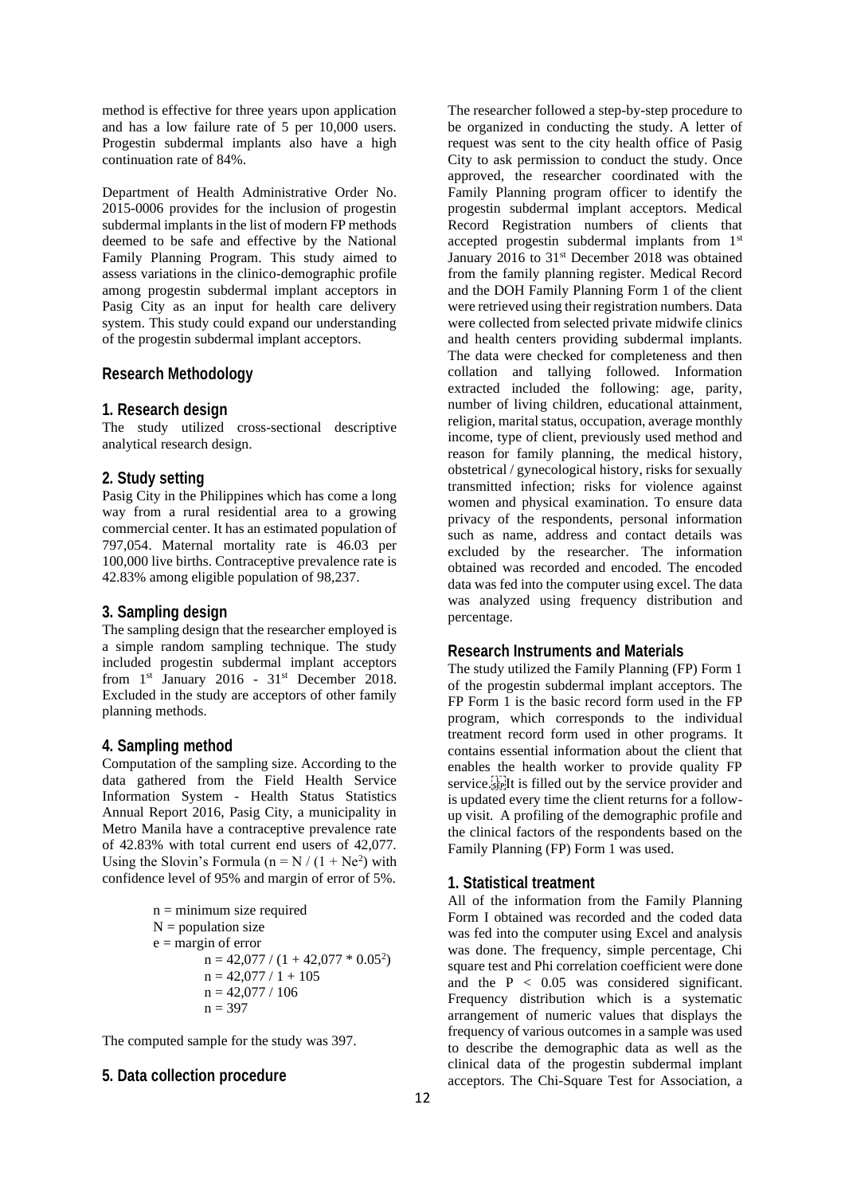method is effective for three years upon application and has a low failure rate of 5 per 10,000 users. Progestin subdermal implants also have a high continuation rate of 84%.

Department of Health Administrative Order No. 2015-0006 provides for the inclusion of progestin subdermal implants in the list of modern FP methods deemed to be safe and effective by the National Family Planning Program. This study aimed to assess variations in the clinico-demographic profile among progestin subdermal implant acceptors in Pasig City as an input for health care delivery system. This study could expand our understanding of the progestin subdermal implant acceptors.

## Research Methodology

### 1. Research design

The study utilized cross-sectional descriptive analytical research design.

### 2. Study setting

Pasig City in the Philippines which has come a long way from a rural residential area to a growing commercial center. It has an estimated population of 797,054. Maternal mortality rate is 46.03 per 100,000 live births. Contraceptive prevalence rate is 42.83% among eligible population of 98,237.

### 3. Sampling design

The sampling design that the researcher employed is a simple random sampling technique. The study included progestin subdermal implant acceptors from 1st January 2016 - 31st December 2018. Excluded in the study are acceptors of other family planning methods.

### 4. Sampling method

Computation of the sampling size. According to the data gathered from the Field Health Service Information System - Health Status Statistics Annual Report 2016, Pasig City, a municipality in Metro Manila have a contraceptive prevalence rate of 42.83% with total current end users of 42,077. Using the Slovin's Formula ($n = N / (1 + Ne^2)$ with confidence level of 95% and margin of error of 5%.

n = minimum size required
N = population size
e = margin of error

$$n = 42{,}077 / (1 + 42{,}077 * 0.05^2)$$
$$n = 42{,}077 / 1 + 105$$
$$n = 42{,}077 / 106$$
$$n = 397$$

The computed sample for the study was 397.

### 5. Data collection procedure

The researcher followed a step-by-step procedure to be organized in conducting the study. A letter of request was sent to the city health office of Pasig City to ask permission to conduct the study. Once approved, the researcher coordinated with the Family Planning program officer to identify the progestin subdermal implant acceptors. Medical Record Registration numbers of clients that accepted progestin subdermal implants from 1st January 2016 to 31st December 2018 was obtained from the family planning register. Medical Record and the DOH Family Planning Form 1 of the client were retrieved using their registration numbers. Data were collected from selected private midwife clinics and health centers providing subdermal implants. The data were checked for completeness and then collation and tallying followed. Information extracted included the following: age, parity, number of living children, educational attainment, religion, marital status, occupation, average monthly income, type of client, previously used method and reason for family planning, the medical history, obstetrical / gynecological history, risks for sexually transmitted infection; risks for violence against women and physical examination. To ensure data privacy of the respondents, personal information such as name, address and contact details was excluded by the researcher. The information obtained was recorded and encoded. The encoded data was fed into the computer using excel. The data was analyzed using frequency distribution and percentage.

## Research Instruments and Materials

The study utilized the Family Planning (FP) Form 1 of the progestin subdermal implant acceptors. The FP Form 1 is the basic record form used in the FP program, which corresponds to the individual treatment record form used in other programs. It contains essential information about the client that enables the health worker to provide quality FP service. It is filled out by the service provider and is updated every time the client returns for a follow-up visit. A profiling of the demographic profile and the clinical factors of the respondents based on the Family Planning (FP) Form 1 was used.

### 1. Statistical treatment

All of the information from the Family Planning Form I obtained was recorded and the coded data was fed into the computer using Excel and analysis was done. The frequency, simple percentage, Chi square test and Phi correlation coefficient were done and the $P < 0.05$ was considered significant. Frequency distribution which is a systematic arrangement of numeric values that displays the frequency of various outcomes in a sample was used to describe the demographic data as well as the clinical data of the progestin subdermal implant acceptors. The Chi-Square Test for Association, a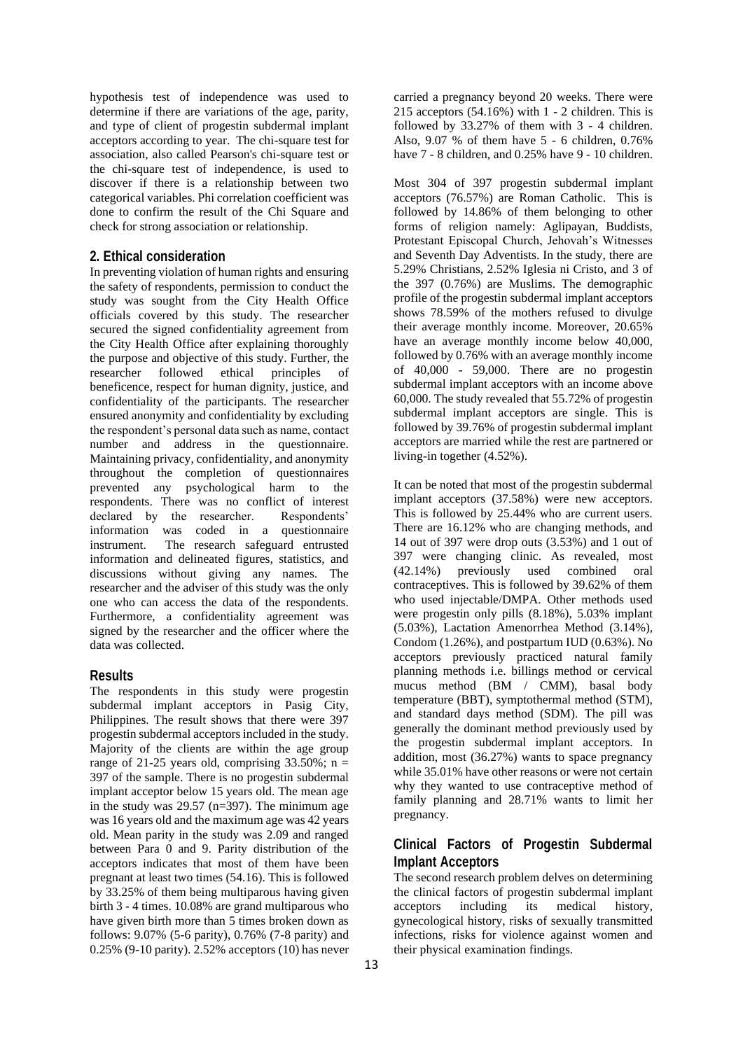hypothesis test of independence was used to determine if there are variations of the age, parity, and type of client of progestin subdermal implant acceptors according to year. The chi-square test for association, also called Pearson's chi-square test or the chi-square test of independence, is used to discover if there is a relationship between two categorical variables. Phi correlation coefficient was done to confirm the result of the Chi Square and check for strong association or relationship.

## 2. Ethical consideration

In preventing violation of human rights and ensuring the safety of respondents, permission to conduct the study was sought from the City Health Office officials covered by this study. The researcher secured the signed confidentiality agreement from the City Health Office after explaining thoroughly the purpose and objective of this study. Further, the researcher followed ethical principles of beneficence, respect for human dignity, justice, and confidentiality of the participants. The researcher ensured anonymity and confidentiality by excluding the respondent's personal data such as name, contact number and address in the questionnaire. Maintaining privacy, confidentiality, and anonymity throughout the completion of questionnaires prevented any psychological harm to the respondents. There was no conflict of interest declared by the researcher. Respondents' information was coded in a questionnaire instrument. The research safeguard entrusted information and delineated figures, statistics, and discussions without giving any names. The researcher and the adviser of this study was the only one who can access the data of the respondents. Furthermore, a confidentiality agreement was signed by the researcher and the officer where the data was collected.

## Results

The respondents in this study were progestin subdermal implant acceptors in Pasig City, Philippines. The result shows that there were 397 progestin subdermal acceptors included in the study. Majority of the clients are within the age group range of 21-25 years old, comprising 33.50%; n = 397 of the sample. There is no progestin subdermal implant acceptor below 15 years old. The mean age in the study was 29.57 (n=397). The minimum age was 16 years old and the maximum age was 42 years old. Mean parity in the study was 2.09 and ranged between Para 0 and 9. Parity distribution of the acceptors indicates that most of them have been pregnant at least two times (54.16). This is followed by 33.25% of them being multiparous having given birth 3 - 4 times. 10.08% are grand multiparous who have given birth more than 5 times broken down as follows: 9.07% (5-6 parity), 0.76% (7-8 parity) and 0.25% (9-10 parity). 2.52% acceptors (10) has never carried a pregnancy beyond 20 weeks. There were 215 acceptors (54.16%) with 1 - 2 children. This is followed by 33.27% of them with 3 - 4 children. Also, 9.07 % of them have 5 - 6 children, 0.76% have 7 - 8 children, and 0.25% have 9 - 10 children.

Most 304 of 397 progestin subdermal implant acceptors (76.57%) are Roman Catholic. This is followed by 14.86% of them belonging to other forms of religion namely: Aglipayan, Buddists, Protestant Episcopal Church, Jehovah's Witnesses and Seventh Day Adventists. In the study, there are 5.29% Christians, 2.52% Iglesia ni Cristo, and 3 of the 397 (0.76%) are Muslims. The demographic profile of the progestin subdermal implant acceptors shows 78.59% of the mothers refused to divulge their average monthly income. Moreover, 20.65% have an average monthly income below 40,000, followed by 0.76% with an average monthly income of 40,000 - 59,000. There are no progestin subdermal implant acceptors with an income above 60,000. The study revealed that 55.72% of progestin subdermal implant acceptors are single. This is followed by 39.76% of progestin subdermal implant acceptors are married while the rest are partnered or living-in together (4.52%).

It can be noted that most of the progestin subdermal implant acceptors (37.58%) were new acceptors. This is followed by 25.44% who are current users. There are 16.12% who are changing methods, and 14 out of 397 were drop outs (3.53%) and 1 out of 397 were changing clinic. As revealed, most (42.14%) previously used combined oral contraceptives. This is followed by 39.62% of them who used injectable/DMPA. Other methods used were progestin only pills (8.18%), 5.03% implant (5.03%), Lactation Amenorrhea Method (3.14%), Condom (1.26%), and postpartum IUD (0.63%). No acceptors previously practiced natural family planning methods i.e. billings method or cervical mucus method (BM / CMM), basal body temperature (BBT), symptothermal method (STM), and standard days method (SDM). The pill was generally the dominant method previously used by the progestin subdermal implant acceptors. In addition, most (36.27%) wants to space pregnancy while 35.01% have other reasons or were not certain why they wanted to use contraceptive method of family planning and 28.71% wants to limit her pregnancy.

## Clinical Factors of Progestin Subdermal Implant Acceptors

The second research problem delves on determining the clinical factors of progestin subdermal implant acceptors including its medical history, gynecological history, risks of sexually transmitted infections, risks for violence against women and their physical examination findings.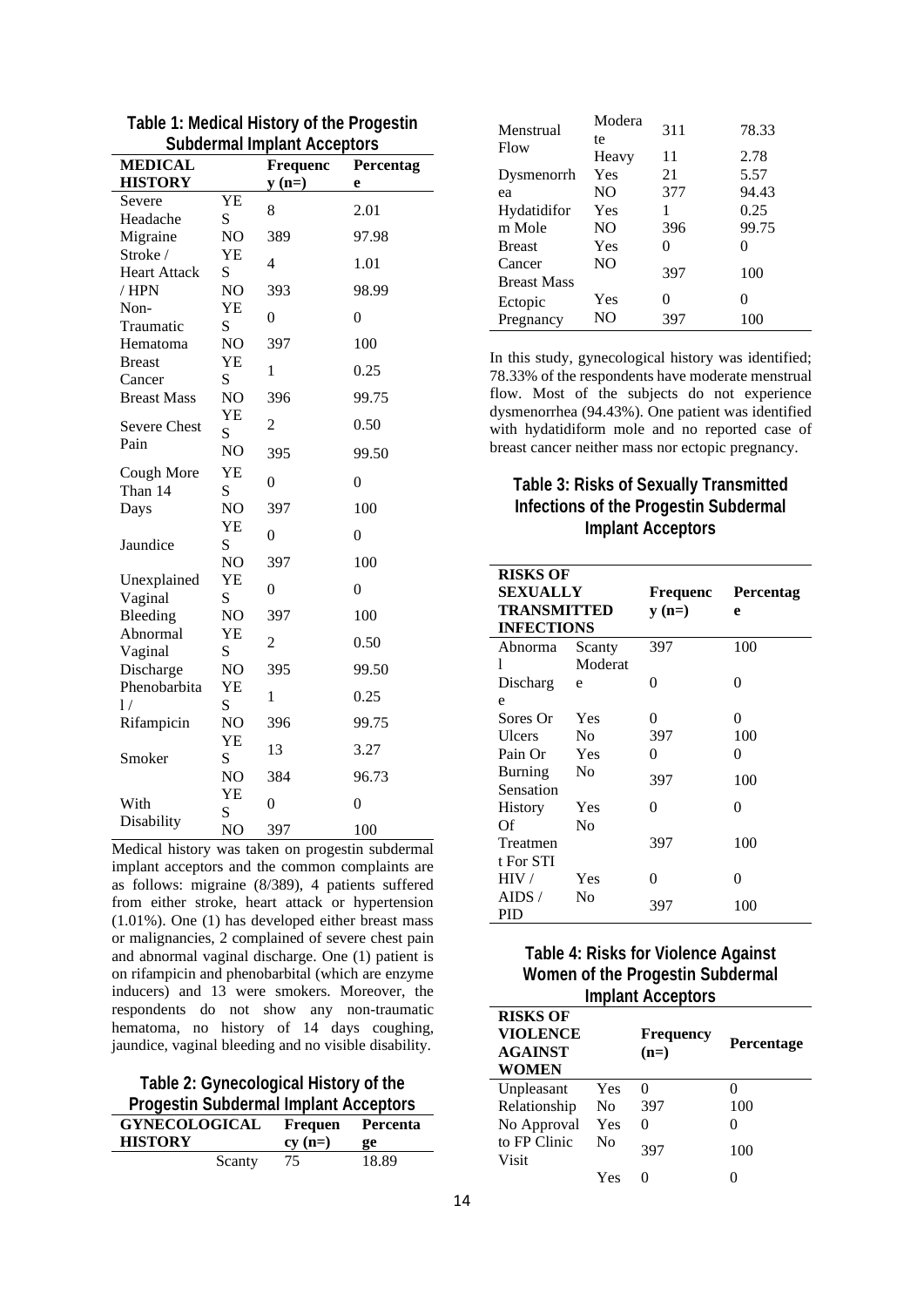**Table 1: Medical History of the Progestin Subdermal Implant Acceptors**

| MEDICAL HISTORY | | Frequency (n=) | Percentage |
|---|---|---|---|
| Severe Headache Migraine | YES | 8 | 2.01 |
| | NO | 389 | 97.98 |
| Stroke / Heart Attack / HPN | YES | 4 | 1.01 |
| | NO | 393 | 98.99 |
| Non-Traumatic Hematoma | YES | 0 | 0 |
| | NO | 397 | 100 |
| Breast Cancer Breast Mass | YES | 1 | 0.25 |
| | NO | 396 | 99.75 |
| Severe Chest Pain | YES | 2 | 0.50 |
| | NO | 395 | 99.50 |
| Cough More Than 14 Days | YES | 0 | 0 |
| | NO | 397 | 100 |
| Jaundice | YES | 0 | 0 |
| | NO | 397 | 100 |
| Unexplained Vaginal Bleeding | YES | 0 | 0 |
| | NO | 397 | 100 |
| Abnormal Vaginal Discharge | YES | 2 | 0.50 |
| | NO | 395 | 99.50 |
| Phenobarbital / Rifampicin | YES | 1 | 0.25 |
| | NO | 396 | 99.75 |
| Smoker | YES | 13 | 3.27 |
| | NO | 384 | 96.73 |
| With Disability | YES | 0 | 0 |
| | NO | 397 | 100 |

Medical history was taken on progestin subdermal implant acceptors and the common complaints are as follows: migraine (8/389), 4 patients suffered from either stroke, heart attack or hypertension (1.01%). One (1) has developed either breast mass or malignancies, 2 complained of severe chest pain and abnormal vaginal discharge. One (1) patient is on rifampicin and phenobarbital (which are enzyme inducers) and 13 were smokers. Moreover, the respondents do not show any non-traumatic hematoma, no history of 14 days coughing, jaundice, vaginal bleeding and no visible disability.

**Table 2: Gynecological History of the Progestin Subdermal Implant Acceptors**

| GYNECOLOGICAL HISTORY | | Frequency (n=) | Percentage |
|---|---|---|---|
| Menstrual Flow | Scanty | 75 | 18.89 |
| | Moderate | 311 | 78.33 |
| | Heavy | 11 | 2.78 |
| Dysmenorrhea | Yes | 21 | 5.57 |
| | NO | 377 | 94.43 |
| Hydatidiform Mole | Yes | 1 | 0.25 |
| | NO | 396 | 99.75 |
| Breast Cancer Breast Mass | Yes | 0 | 0 |
| | NO | 397 | 100 |
| Ectopic Pregnancy | Yes | 0 | 0 |
| | NO | 397 | 100 |

In this study, gynecological history was identified; 78.33% of the respondents have moderate menstrual flow. Most of the subjects do not experience dysmenorrhea (94.43%). One patient was identified with hydatidiform mole and no reported case of breast cancer neither mass nor ectopic pregnancy.

**Table 3: Risks of Sexually Transmitted Infections of the Progestin Subdermal Implant Acceptors**

| RISKS OF SEXUALLY TRANSMITTED INFECTIONS | | Frequency (n=) | Percentage |
|---|---|---|---|
| Abnormal Discharge | Scanty | 397 | 100 |
| | Moderate | 0 | 0 |
| Sores Or Ulcers | Yes | 0 | 0 |
| | No | 397 | 100 |
| Pain Or Burning Sensation | Yes | 0 | 0 |
| | No | 397 | 100 |
| History Of Treatment For STI | Yes | 0 | 0 |
| | No | 397 | 100 |
| HIV / AIDS / PID | Yes | 0 | 0 |
| | No | 397 | 100 |

**Table 4: Risks for Violence Against Women of the Progestin Subdermal Implant Acceptors**

| RISKS OF VIOLENCE AGAINST WOMEN | | Frequency (n=) | Percentage |
|---|---|---|---|
| Unpleasant Relationship | Yes | 0 | 0 |
| | No | 397 | 100 |
| No Approval to FP Clinic Visit | Yes | 0 | 0 |
| | No | 397 | 100 |
| | Yes | 0 | 0 |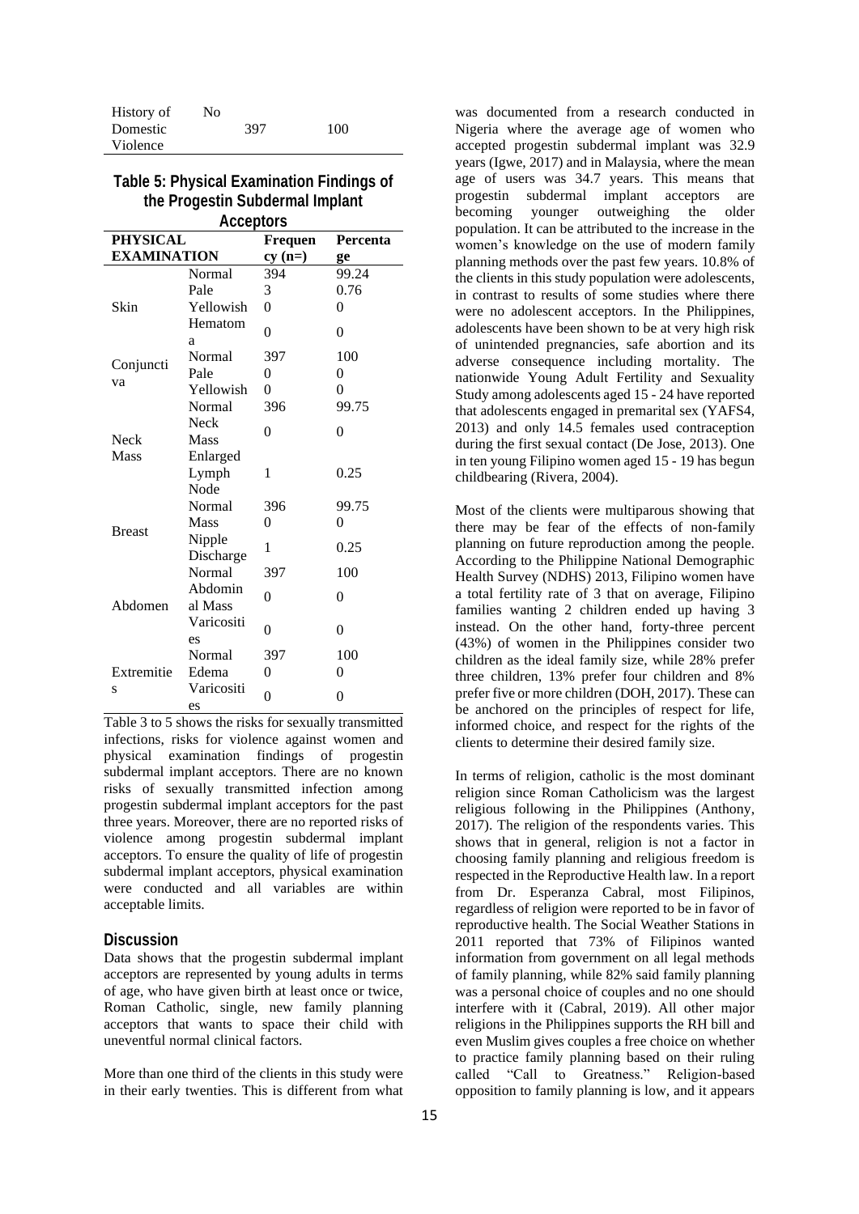| History of Domestic Violence | No | 397 | 100 |
|---|---|---|---|

**Table 5: Physical Examination Findings of the Progestin Subdermal Implant Acceptors**

| PHYSICAL EXAMINATION | | Frequency (n=) | Percentage |
|---|---|---|---|
| Skin | Normal | 394 | 99.24 |
| | Pale | 3 | 0.76 |
| | Yellowish | 0 | 0 |
| | Hematoma | 0 | 0 |
| Conjunctiva | Normal | 397 | 100 |
| | Pale | 0 | 0 |
| | Yellowish | 0 | 0 |
| Neck Mass | Normal | 396 | 99.75 |
| | Neck Mass | 0 | 0 |
| | Enlarged Lymph Node | 1 | 0.25 |
| Breast | Normal | 396 | 99.75 |
| | Mass | 0 | 0 |
| | Nipple Discharge | 1 | 0.25 |
| Abdomen | Normal | 397 | 100 |
| | Abdominal Mass | 0 | 0 |
| | Varicosities | 0 | 0 |
| Extremities | Normal | 397 | 100 |
| | Edema | 0 | 0 |
| | Varicosities | 0 | 0 |

Table 3 to 5 shows the risks for sexually transmitted infections, risks for violence against women and physical examination findings of progestin subdermal implant acceptors. There are no known risks of sexually transmitted infection among progestin subdermal implant acceptors for the past three years. Moreover, there are no reported risks of violence among progestin subdermal implant acceptors. To ensure the quality of life of progestin subdermal implant acceptors, physical examination were conducted and all variables are within acceptable limits.

## Discussion

Data shows that the progestin subdermal implant acceptors are represented by young adults in terms of age, who have given birth at least once or twice, Roman Catholic, single, new family planning acceptors that wants to space their child with uneventful normal clinical factors.

More than one third of the clients in this study were in their early twenties. This is different from what was documented from a research conducted in Nigeria where the average age of women who accepted progestin subdermal implant was 32.9 years (Igwe, 2017) and in Malaysia, where the mean age of users was 34.7 years. This means that progestin subdermal implant acceptors are becoming younger outweighing the older population. It can be attributed to the increase in the women's knowledge on the use of modern family planning methods over the past few years. 10.8% of the clients in this study population were adolescents, in contrast to results of some studies where there were no adolescent acceptors. In the Philippines, adolescents have been shown to be at very high risk of unintended pregnancies, safe abortion and its adverse consequence including mortality. The nationwide Young Adult Fertility and Sexuality Study among adolescents aged 15 - 24 have reported that adolescents engaged in premarital sex (YAFS4, 2013) and only 14.5 females used contraception during the first sexual contact (De Jose, 2013). One in ten young Filipino women aged 15 - 19 has begun childbearing (Rivera, 2004).

Most of the clients were multiparous showing that there may be fear of the effects of non-family planning on future reproduction among the people. According to the Philippine National Demographic Health Survey (NDHS) 2013, Filipino women have a total fertility rate of 3 that on average, Filipino families wanting 2 children ended up having 3 instead. On the other hand, forty-three percent (43%) of women in the Philippines consider two children as the ideal family size, while 28% prefer three children, 13% prefer four children and 8% prefer five or more children (DOH, 2017). These can be anchored on the principles of respect for life, informed choice, and respect for the rights of the clients to determine their desired family size.

In terms of religion, catholic is the most dominant religion since Roman Catholicism was the largest religious following in the Philippines (Anthony, 2017). The religion of the respondents varies. This shows that in general, religion is not a factor in choosing family planning and religious freedom is respected in the Reproductive Health law. In a report from Dr. Esperanza Cabral, most Filipinos, regardless of religion were reported to be in favor of reproductive health. The Social Weather Stations in 2011 reported that 73% of Filipinos wanted information from government on all legal methods of family planning, while 82% said family planning was a personal choice of couples and no one should interfere with it (Cabral, 2019). All other major religions in the Philippines supports the RH bill and even Muslim gives couples a free choice on whether to practice family planning based on their ruling called "Call to Greatness." Religion-based opposition to family planning is low, and it appears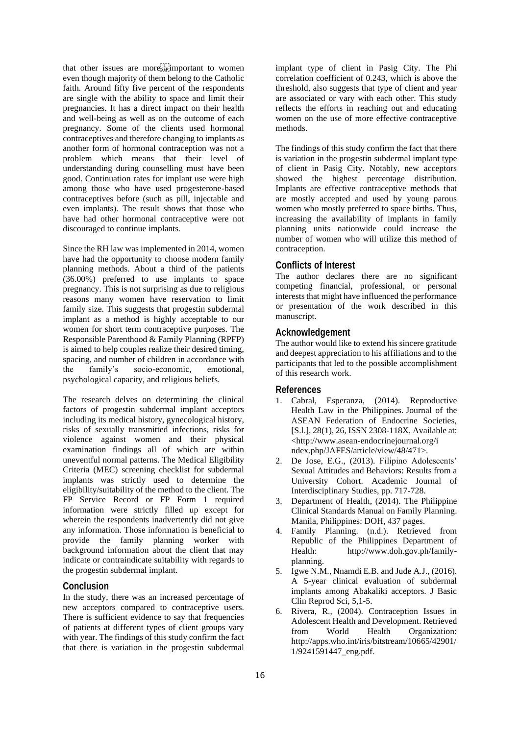that other issues are more important to women even though majority of them belong to the Catholic faith. Around fifty five percent of the respondents are single with the ability to space and limit their pregnancies. It has a direct impact on their health and well-being as well as on the outcome of each pregnancy. Some of the clients used hormonal contraceptives and therefore changing to implants as another form of hormonal contraception was not a problem which means that their level of understanding during counselling must have been good. Continuation rates for implant use were high among those who have used progesterone-based contraceptives before (such as pill, injectable and even implants). The result shows that those who have had other hormonal contraceptive were not discouraged to continue implants.

Since the RH law was implemented in 2014, women have had the opportunity to choose modern family planning methods. About a third of the patients (36.00%) preferred to use implants to space pregnancy. This is not surprising as due to religious reasons many women have reservation to limit family size. This suggests that progestin subdermal implant as a method is highly acceptable to our women for short term contraceptive purposes. The Responsible Parenthood & Family Planning (RPFP) is aimed to help couples realize their desired timing, spacing, and number of children in accordance with the family's socio-economic, emotional, psychological capacity, and religious beliefs.

The research delves on determining the clinical factors of progestin subdermal implant acceptors including its medical history, gynecological history, risks of sexually transmitted infections, risks for violence against women and their physical examination findings all of which are within uneventful normal patterns. The Medical Eligibility Criteria (MEC) screening checklist for subdermal implants was strictly used to determine the eligibility/suitability of the method to the client. The FP Service Record or FP Form 1 required information were strictly filled up except for wherein the respondents inadvertently did not give any information. Those information is beneficial to provide the family planning worker with background information about the client that may indicate or contraindicate suitability with regards to the progestin subdermal implant.

## Conclusion

In the study, there was an increased percentage of new acceptors compared to contraceptive users. There is sufficient evidence to say that frequencies of patients at different types of client groups vary with year. The findings of this study confirm the fact that there is variation in the progestin subdermal implant type of client in Pasig City. The Phi correlation coefficient of 0.243, which is above the threshold, also suggests that type of client and year are associated or vary with each other. This study reflects the efforts in reaching out and educating women on the use of more effective contraceptive methods.

The findings of this study confirm the fact that there is variation in the progestin subdermal implant type of client in Pasig City. Notably, new acceptors showed the highest percentage distribution. Implants are effective contraceptive methods that are mostly accepted and used by young parous women who mostly preferred to space births. Thus, increasing the availability of implants in family planning units nationwide could increase the number of women who will utilize this method of contraception.

## Conflicts of Interest

The author declares there are no significant competing financial, professional, or personal interests that might have influenced the performance or presentation of the work described in this manuscript.

## Acknowledgement

The author would like to extend his sincere gratitude and deepest appreciation to his affiliations and to the participants that led to the possible accomplishment of this research work.

## References

1. Cabral, Esperanza, (2014). Reproductive Health Law in the Philippines. Journal of the ASEAN Federation of Endocrine Societies, [S.l.], 28(1), 26, ISSN 2308-118X, Available at: <http://www.asean-endocrinejournal.org/index.php/JAFES/article/view/48/471>.
2. De Jose, E.G., (2013). Filipino Adolescents' Sexual Attitudes and Behaviors: Results from a University Cohort. Academic Journal of Interdisciplinary Studies, pp. 717-728.
3. Department of Health, (2014). The Philippine Clinical Standards Manual on Family Planning. Manila, Philippines: DOH, 437 pages.
4. Family Planning. (n.d.). Retrieved from Republic of the Philippines Department of Health: http://www.doh.gov.ph/family-planning.
5. Igwe N.M., Nnamdi E.B. and Jude A.J., (2016). A 5-year clinical evaluation of subdermal implants among Abakaliki acceptors. J Basic Clin Reprod Sci, 5,1-5.
6. Rivera, R., (2004). Contraception Issues in Adolescent Health and Development. Retrieved from World Health Organization: http://apps.who.int/iris/bitstream/10665/42901/1/9241591447_eng.pdf.